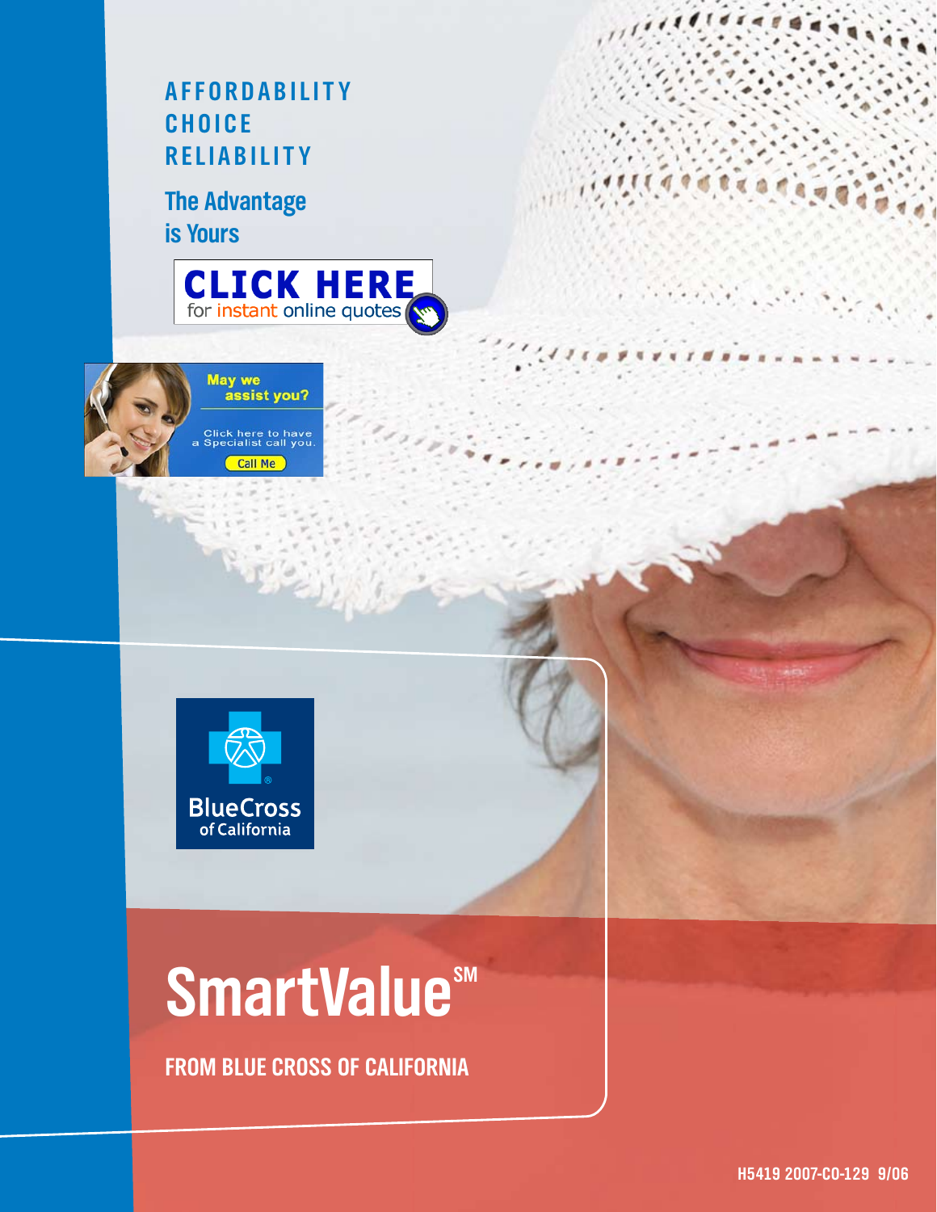**AFFORDABILITY**
**CHOICE**
**RELIABILITY**

## The Advantage is Yours

**CLICK HERE** for instant online quotes

May we assist you?

Click here to have a Specialist call you.

Call Me

BlueCross of California

# SmartValue℠

## FROM BLUE CROSS OF CALIFORNIA

H5419 2007-CO-129 9/06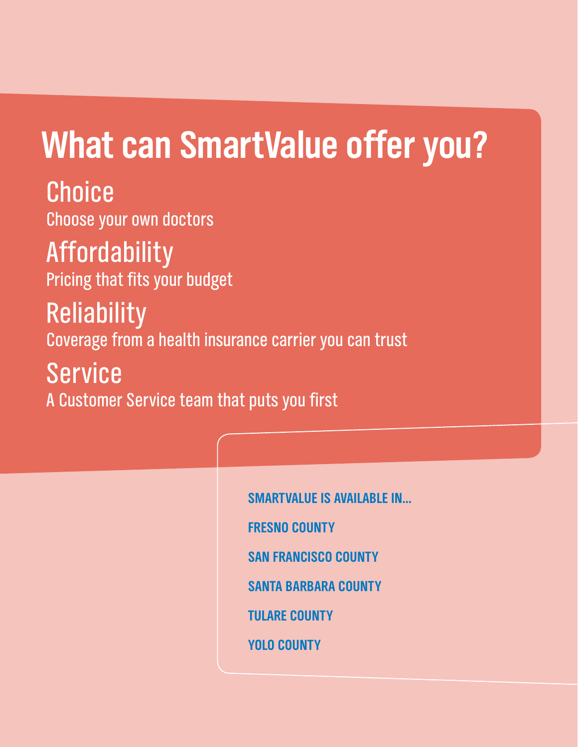# What can SmartValue offer you?

## Choice

Choose your own doctors

## Affordability

Pricing that fits your budget

## Reliability

Coverage from a health insurance carrier you can trust

## Service

A Customer Service team that puts you first

**SMARTVALUE IS AVAILABLE IN...**

**FRESNO COUNTY**

**SAN FRANCISCO COUNTY**

**SANTA BARBARA COUNTY**

**TULARE COUNTY**

**YOLO COUNTY**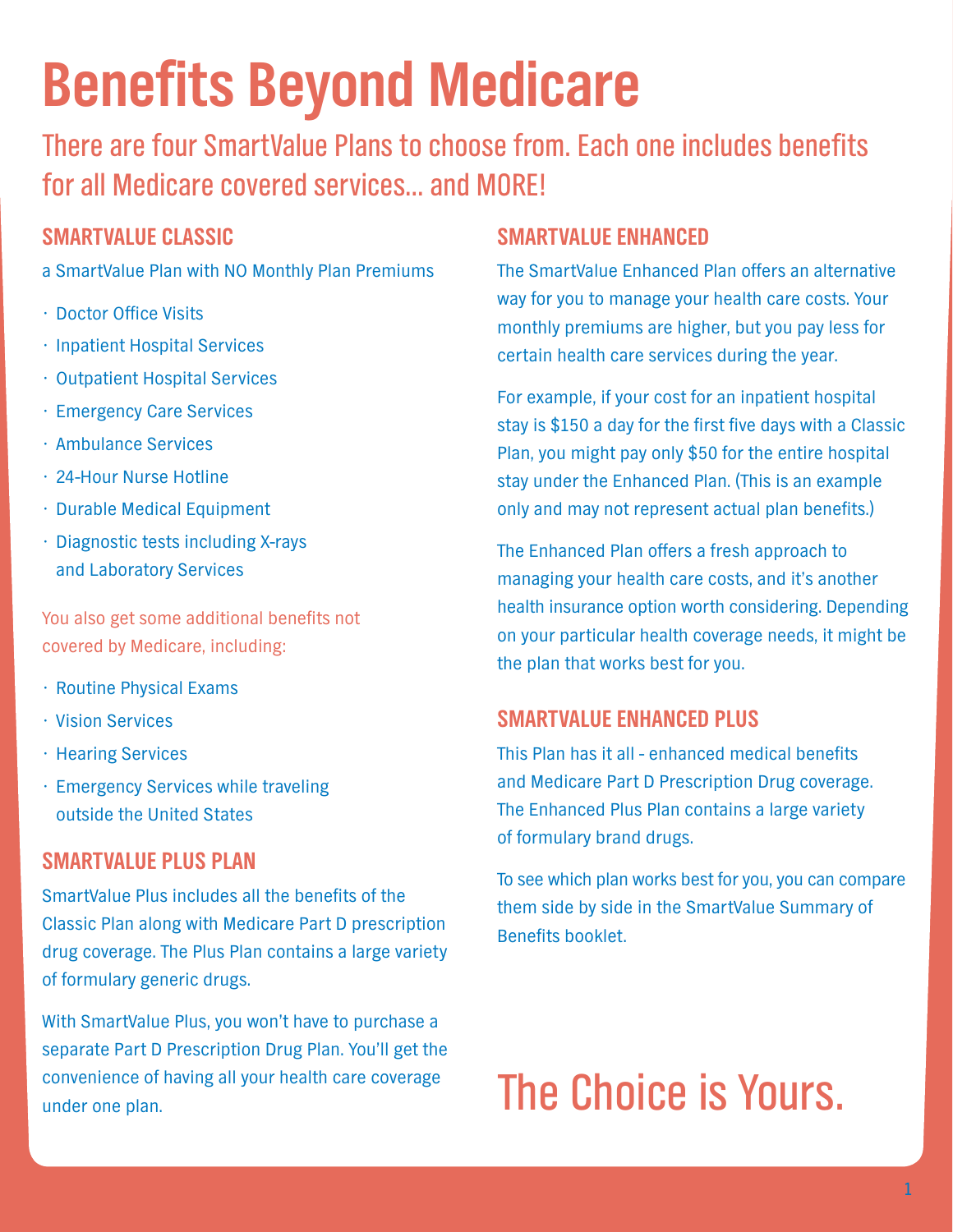# Benefits Beyond Medicare

There are four SmartValue Plans to choose from. Each one includes benefits for all Medicare covered services... and MORE!

## SMARTVALUE CLASSIC

a SmartValue Plan with NO Monthly Plan Premiums

- Doctor Office Visits
- Inpatient Hospital Services
- Outpatient Hospital Services
- Emergency Care Services
- Ambulance Services
- 24-Hour Nurse Hotline
- Durable Medical Equipment
- Diagnostic tests including X-rays and Laboratory Services

You also get some additional benefits not covered by Medicare, including:

- Routine Physical Exams
- Vision Services
- Hearing Services
- Emergency Services while traveling outside the United States

## SMARTVALUE PLUS PLAN

SmartValue Plus includes all the benefits of the Classic Plan along with Medicare Part D prescription drug coverage. The Plus Plan contains a large variety of formulary generic drugs.

With SmartValue Plus, you won't have to purchase a separate Part D Prescription Drug Plan. You'll get the convenience of having all your health care coverage under one plan.

## SMARTVALUE ENHANCED

The SmartValue Enhanced Plan offers an alternative way for you to manage your health care costs. Your monthly premiums are higher, but you pay less for certain health care services during the year.

For example, if your cost for an inpatient hospital stay is $150 a day for the first five days with a Classic Plan, you might pay only $50 for the entire hospital stay under the Enhanced Plan. (This is an example only and may not represent actual plan benefits.)

The Enhanced Plan offers a fresh approach to managing your health care costs, and it's another health insurance option worth considering. Depending on your particular health coverage needs, it might be the plan that works best for you.

## SMARTVALUE ENHANCED PLUS

This Plan has it all - enhanced medical benefits and Medicare Part D Prescription Drug coverage. The Enhanced Plus Plan contains a large variety of formulary brand drugs.

To see which plan works best for you, you can compare them side by side in the SmartValue Summary of Benefits booklet.

# The Choice is Yours.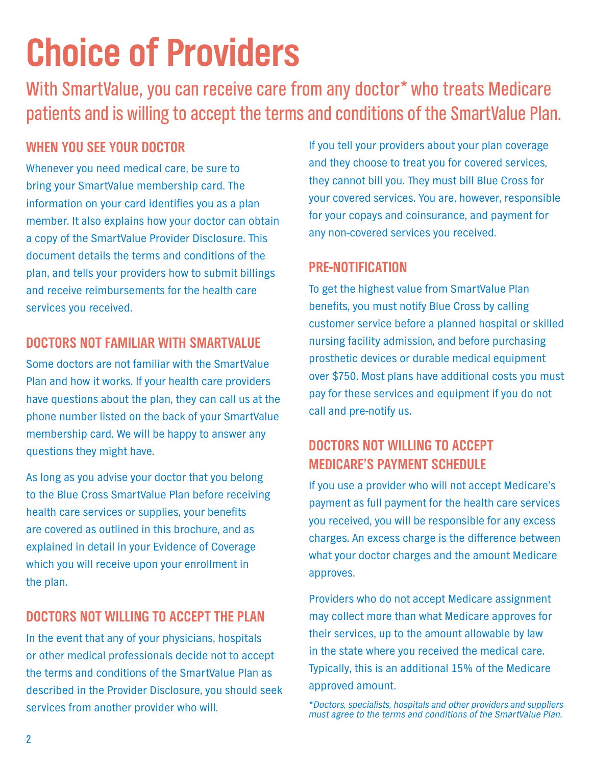# Choice of Providers

With SmartValue, you can receive care from any doctor* who treats Medicare patients and is willing to accept the terms and conditions of the SmartValue Plan.

## WHEN YOU SEE YOUR DOCTOR

Whenever you need medical care, be sure to bring your SmartValue membership card. The information on your card identifies you as a plan member. It also explains how your doctor can obtain a copy of the SmartValue Provider Disclosure. This document details the terms and conditions of the plan, and tells your providers how to submit billings and receive reimbursements for the health care services you received.

## DOCTORS NOT FAMILIAR WITH SMARTVALUE

Some doctors are not familiar with the SmartValue Plan and how it works. If your health care providers have questions about the plan, they can call us at the phone number listed on the back of your SmartValue membership card. We will be happy to answer any questions they might have.

As long as you advise your doctor that you belong to the Blue Cross SmartValue Plan before receiving health care services or supplies, your benefits are covered as outlined in this brochure, and as explained in detail in your Evidence of Coverage which you will receive upon your enrollment in the plan.

## DOCTORS NOT WILLING TO ACCEPT THE PLAN

In the event that any of your physicians, hospitals or other medical professionals decide not to accept the terms and conditions of the SmartValue Plan as described in the Provider Disclosure, you should seek services from another provider who will.

If you tell your providers about your plan coverage and they choose to treat you for covered services, they cannot bill you. They must bill Blue Cross for your covered services. You are, however, responsible for your copays and coinsurance, and payment for any non-covered services you received.

## PRE-NOTIFICATION

To get the highest value from SmartValue Plan benefits, you must notify Blue Cross by calling customer service before a planned hospital or skilled nursing facility admission, and before purchasing prosthetic devices or durable medical equipment over $750. Most plans have additional costs you must pay for these services and equipment if you do not call and pre-notify us.

## DOCTORS NOT WILLING TO ACCEPT MEDICARE'S PAYMENT SCHEDULE

If you use a provider who will not accept Medicare's payment as full payment for the health care services you received, you will be responsible for any excess charges. An excess charge is the difference between what your doctor charges and the amount Medicare approves.

Providers who do not accept Medicare assignment may collect more than what Medicare approves for their services, up to the amount allowable by law in the state where you received the medical care. Typically, this is an additional 15% of the Medicare approved amount.

**Doctors, specialists, hospitals and other providers and suppliers must agree to the terms and conditions of the SmartValue Plan.*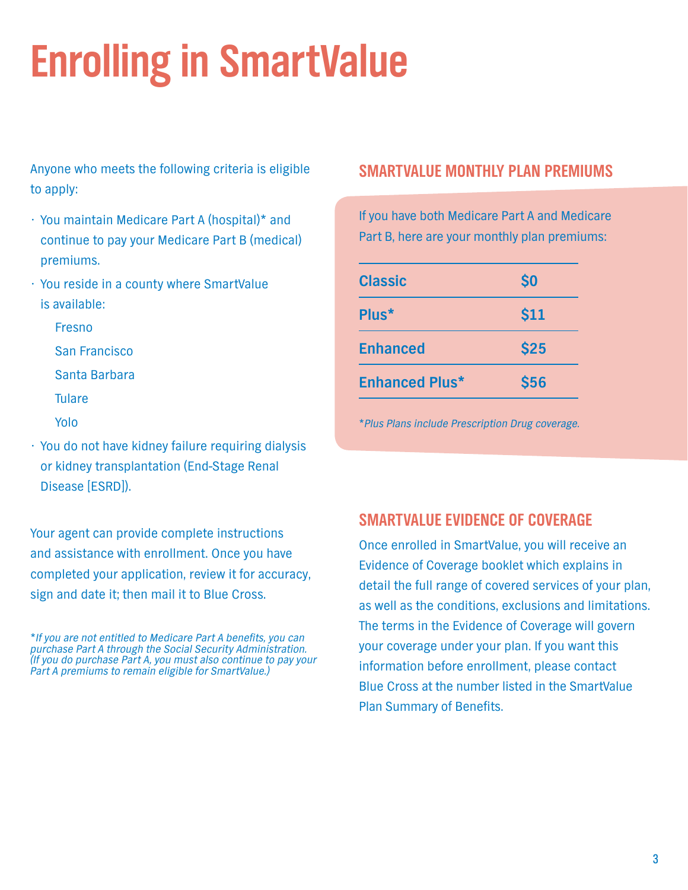# Enrolling in SmartValue

Anyone who meets the following criteria is eligible to apply:

- You maintain Medicare Part A (hospital)* and continue to pay your Medicare Part B (medical) premiums.
- You reside in a county where SmartValue is available:
  - Fresno
  - San Francisco
  - Santa Barbara
  - Tulare
  - Yolo
- You do not have kidney failure requiring dialysis or kidney transplantation (End-Stage Renal Disease [ESRD]).

Your agent can provide complete instructions and assistance with enrollment. Once you have completed your application, review it for accuracy, sign and date it; then mail it to Blue Cross.

*\*If you are not entitled to Medicare Part A benefits, you can purchase Part A through the Social Security Administration. (If you do purchase Part A, you must also continue to pay your Part A premiums to remain eligible for SmartValue.)*

## SMARTVALUE MONTHLY PLAN PREMIUMS

If you have both Medicare Part A and Medicare Part B, here are your monthly plan premiums:

| Plan | Premium |
|---|---|
| **Classic** | **$0** |
| **Plus*** | **$11** |
| **Enhanced** | **$25** |
| **Enhanced Plus*** | **$56** |

*\*Plus Plans include Prescription Drug coverage.*

## SMARTVALUE EVIDENCE OF COVERAGE

Once enrolled in SmartValue, you will receive an Evidence of Coverage booklet which explains in detail the full range of covered services of your plan, as well as the conditions, exclusions and limitations. The terms in the Evidence of Coverage will govern your coverage under your plan. If you want this information before enrollment, please contact Blue Cross at the number listed in the SmartValue Plan Summary of Benefits.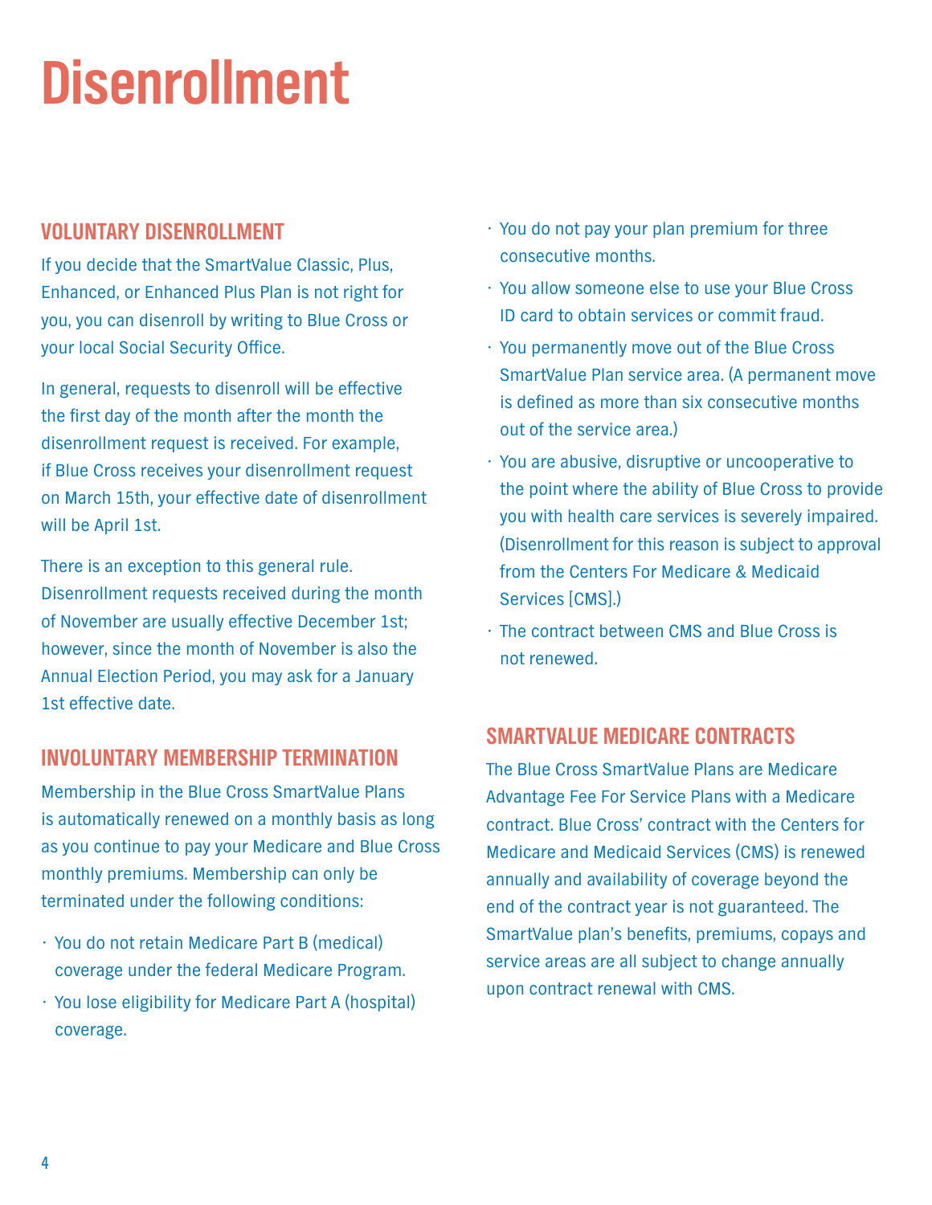# Disenrollment

## VOLUNTARY DISENROLLMENT

If you decide that the SmartValue Classic, Plus, Enhanced, or Enhanced Plus Plan is not right for you, you can disenroll by writing to Blue Cross or your local Social Security Office.

In general, requests to disenroll will be effective the first day of the month after the month the disenrollment request is received. For example, if Blue Cross receives your disenrollment request on March 15th, your effective date of disenrollment will be April 1st.

There is an exception to this general rule. Disenrollment requests received during the month of November are usually effective December 1st; however, since the month of November is also the Annual Election Period, you may ask for a January 1st effective date.

## INVOLUNTARY MEMBERSHIP TERMINATION

Membership in the Blue Cross SmartValue Plans is automatically renewed on a monthly basis as long as you continue to pay your Medicare and Blue Cross monthly premiums. Membership can only be terminated under the following conditions:

- You do not retain Medicare Part B (medical) coverage under the federal Medicare Program.
- You lose eligibility for Medicare Part A (hospital) coverage.
- You do not pay your plan premium for three consecutive months.
- You allow someone else to use your Blue Cross ID card to obtain services or commit fraud.
- You permanently move out of the Blue Cross SmartValue Plan service area. (A permanent move is defined as more than six consecutive months out of the service area.)
- You are abusive, disruptive or uncooperative to the point where the ability of Blue Cross to provide you with health care services is severely impaired. (Disenrollment for this reason is subject to approval from the Centers For Medicare & Medicaid Services [CMS].)
- The contract between CMS and Blue Cross is not renewed.

## SMARTVALUE MEDICARE CONTRACTS

The Blue Cross SmartValue Plans are Medicare Advantage Fee For Service Plans with a Medicare contract. Blue Cross' contract with the Centers for Medicare and Medicaid Services (CMS) is renewed annually and availability of coverage beyond the end of the contract year is not guaranteed. The SmartValue plan's benefits, premiums, copays and service areas are all subject to change annually upon contract renewal with CMS.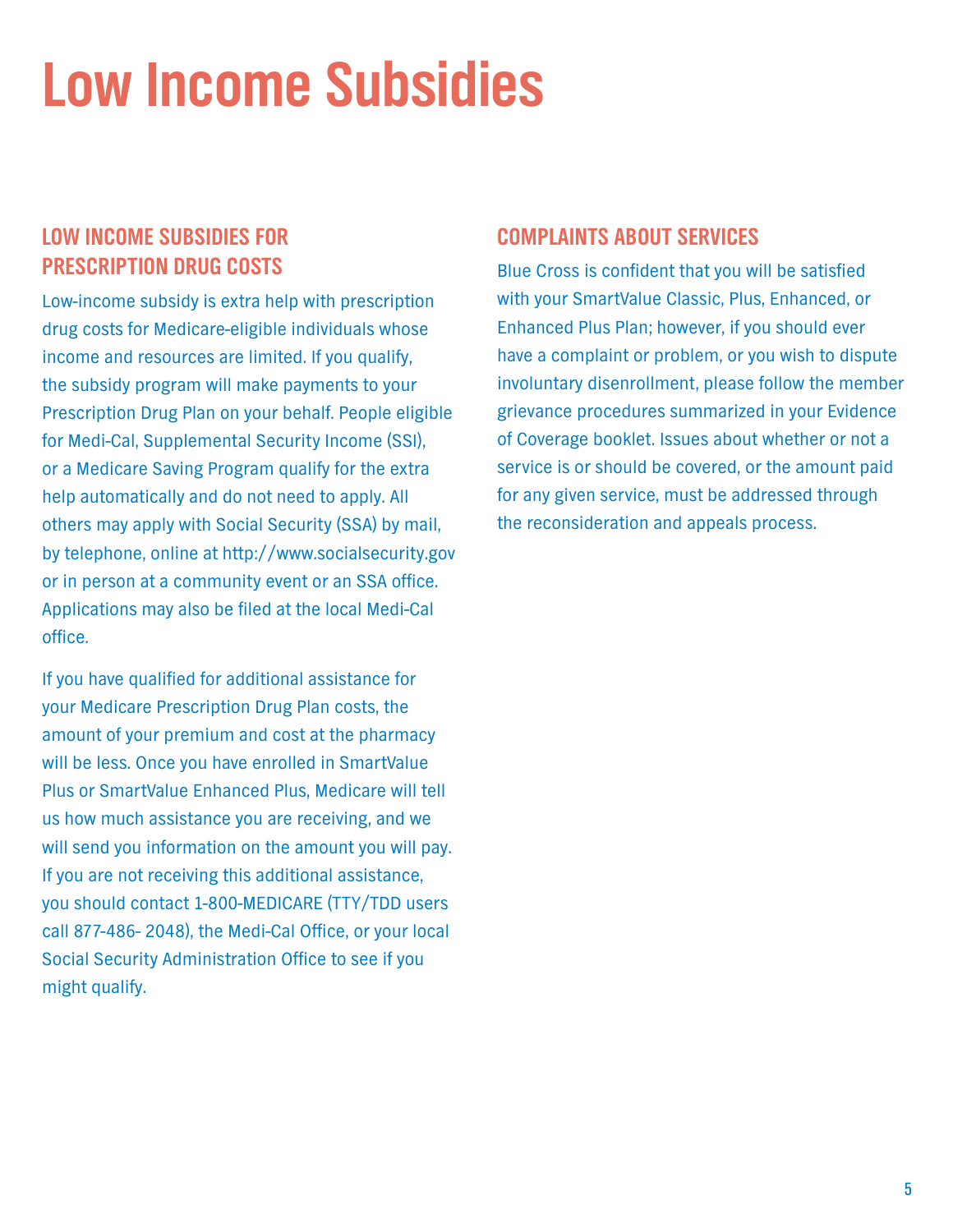# Low Income Subsidies

## LOW INCOME SUBSIDIES FOR PRESCRIPTION DRUG COSTS

Low-income subsidy is extra help with prescription drug costs for Medicare-eligible individuals whose income and resources are limited. If you qualify, the subsidy program will make payments to your Prescription Drug Plan on your behalf. People eligible for Medi-Cal, Supplemental Security Income (SSI), or a Medicare Saving Program qualify for the extra help automatically and do not need to apply. All others may apply with Social Security (SSA) by mail, by telephone, online at http://www.socialsecurity.gov or in person at a community event or an SSA office. Applications may also be filed at the local Medi-Cal office.

If you have qualified for additional assistance for your Medicare Prescription Drug Plan costs, the amount of your premium and cost at the pharmacy will be less. Once you have enrolled in SmartValue Plus or SmartValue Enhanced Plus, Medicare will tell us how much assistance you are receiving, and we will send you information on the amount you will pay. If you are not receiving this additional assistance, you should contact 1-800-MEDICARE (TTY/TDD users call 877-486- 2048), the Medi-Cal Office, or your local Social Security Administration Office to see if you might qualify.

## COMPLAINTS ABOUT SERVICES

Blue Cross is confident that you will be satisfied with your SmartValue Classic, Plus, Enhanced, or Enhanced Plus Plan; however, if you should ever have a complaint or problem, or you wish to dispute involuntary disenrollment, please follow the member grievance procedures summarized in your Evidence of Coverage booklet. Issues about whether or not a service is or should be covered, or the amount paid for any given service, must be addressed through the reconsideration and appeals process.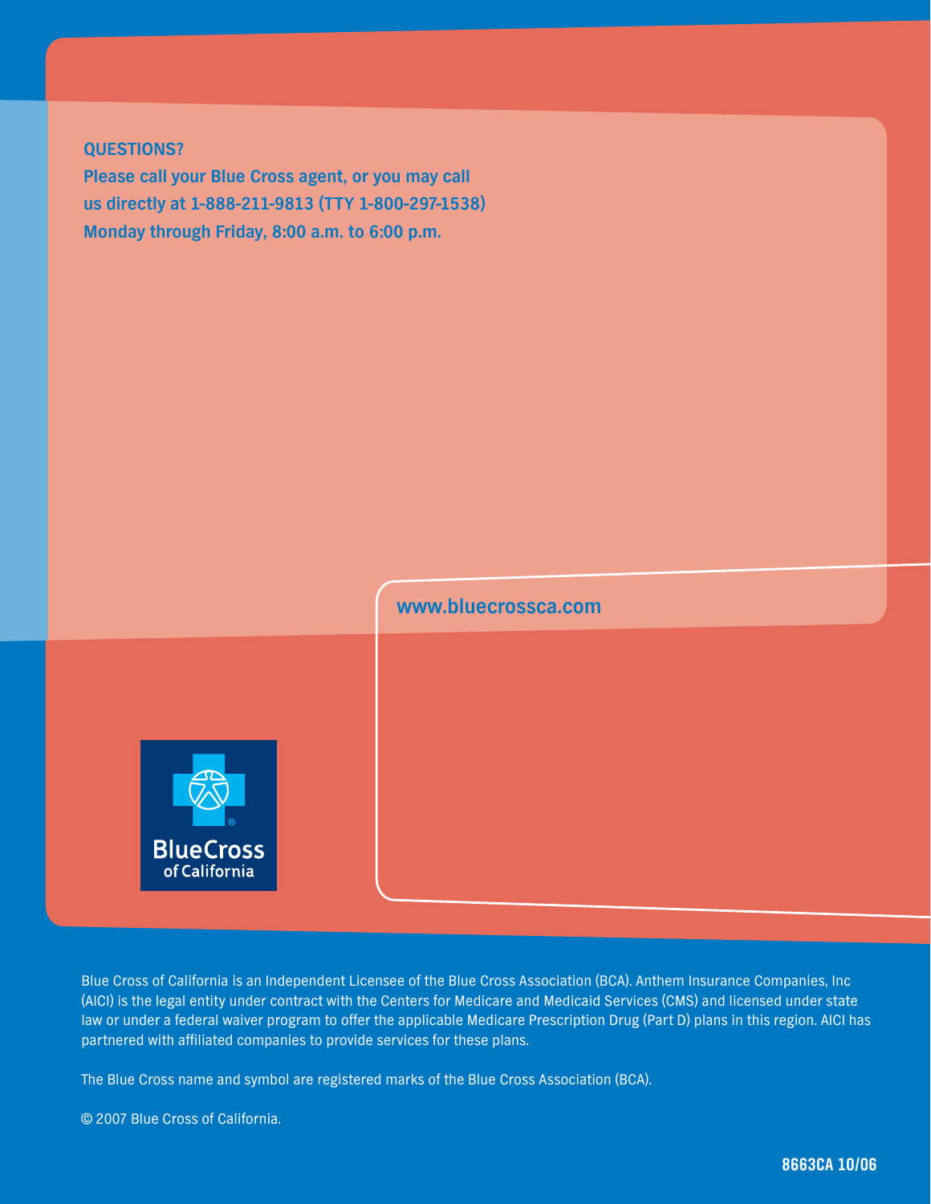**QUESTIONS?**

**Please call your Blue Cross agent, or you may call us directly at 1-888-211-9813 (TTY 1-800-297-1538) Monday through Friday, 8:00 a.m. to 6:00 p.m.**

**www.bluecrossca.com**

BlueCross of California

Blue Cross of California is an Independent Licensee of the Blue Cross Association (BCA). Anthem Insurance Companies, Inc (AICI) is the legal entity under contract with the Centers for Medicare and Medicaid Services (CMS) and licensed under state law or under a federal waiver program to offer the applicable Medicare Prescription Drug (Part D) plans in this region. AICI has partnered with affiliated companies to provide services for these plans.

The Blue Cross name and symbol are registered marks of the Blue Cross Association (BCA).

© 2007 Blue Cross of California.

**8663CA 10/06**